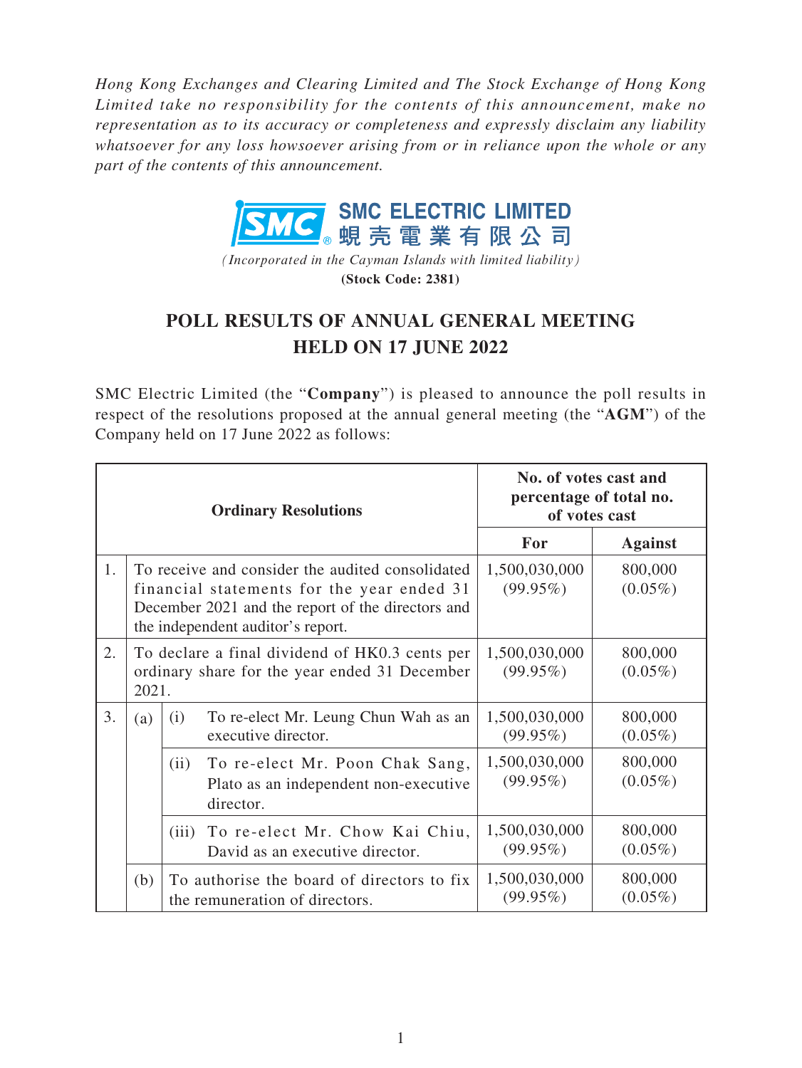*Hong Kong Exchanges and Clearing Limited and The Stock Exchange of Hong Kong Limited take no responsibility for the contents of this announcement, make no representation as to its accuracy or completeness and expressly disclaim any liability whatsoever for any loss howsoever arising from or in reliance upon the whole or any part of the contents of this announcement.*

**SMC ELECTRIC LIMITED**
**蜆殼電業有限公司**

*(Incorporated in the Cayman Islands with limited liability)*

**(Stock Code: 2381)**

# POLL RESULTS OF ANNUAL GENERAL MEETING HELD ON 17 JUNE 2022

SMC Electric Limited (the "**Company**") is pleased to announce the poll results in respect of the resolutions proposed at the annual general meeting (the "**AGM**") of the Company held on 17 June 2022 as follows:

| | | | **Ordinary Resolutions** | **No. of votes cast and percentage of total no. of votes cast** | |
|---|---|---|---|---|---|
| | | | | **For** | **Against** |
| 1. | To receive and consider the audited consolidated financial statements for the year ended 31 December 2021 and the report of the directors and the independent auditor's report. | | | 1,500,030,000 (99.95%) | 800,000 (0.05%) |
| 2. | To declare a final dividend of HK0.3 cents per ordinary share for the year ended 31 December 2021. | | | 1,500,030,000 (99.95%) | 800,000 (0.05%) |
| 3. | (a) | (i) | To re-elect Mr. Leung Chun Wah as an executive director. | 1,500,030,000 (99.95%) | 800,000 (0.05%) |
| | | (ii) | To re-elect Mr. Poon Chak Sang, Plato as an independent non-executive director. | 1,500,030,000 (99.95%) | 800,000 (0.05%) |
| | | (iii) | To re-elect Mr. Chow Kai Chiu, David as an executive director. | 1,500,030,000 (99.95%) | 800,000 (0.05%) |
| | (b) | To authorise the board of directors to fix the remuneration of directors. | | 1,500,030,000 (99.95%) | 800,000 (0.05%) |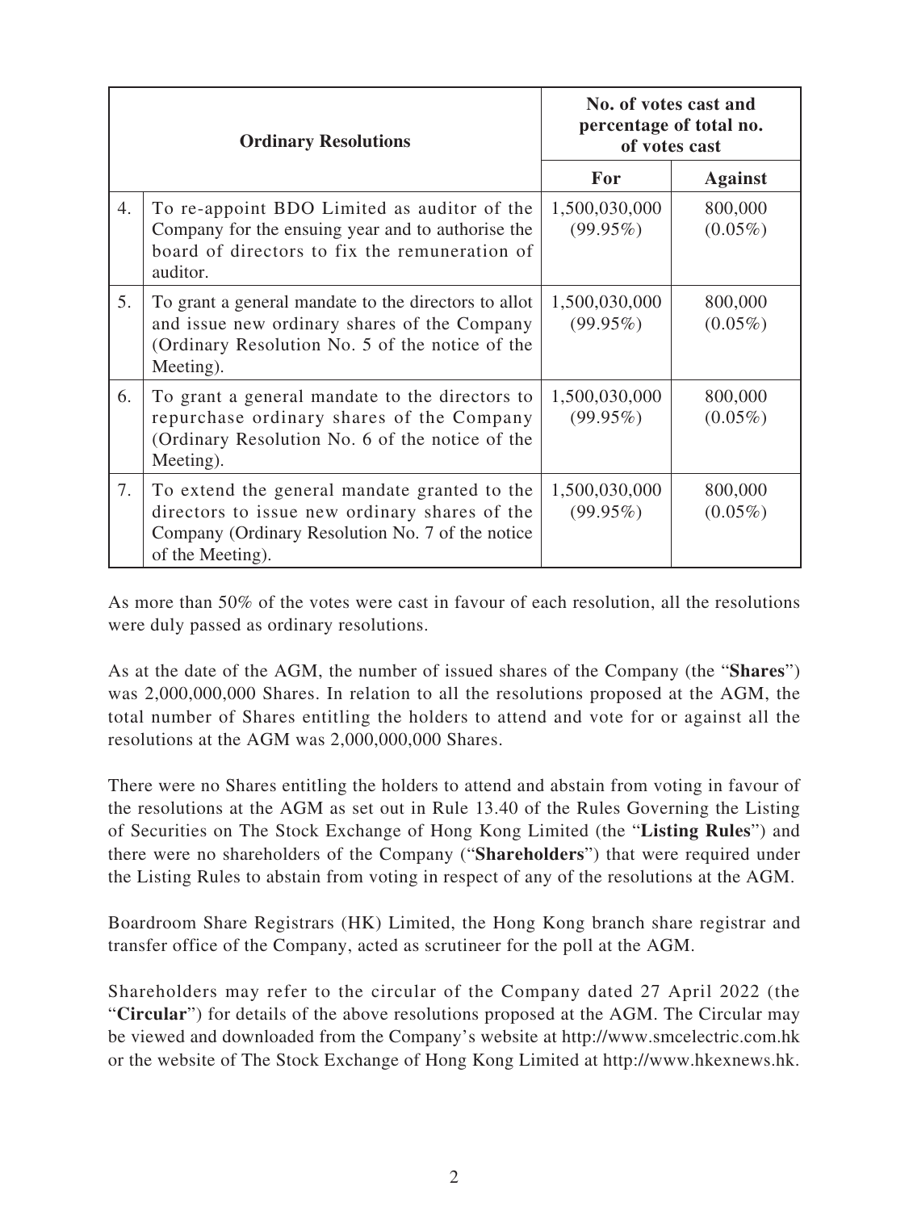| | Ordinary Resolutions | No. of votes cast and percentage of total no. of votes cast | |
|---|---|---|---|
| | | **For** | **Against** |
| 4. | To re-appoint BDO Limited as auditor of the Company for the ensuing year and to authorise the board of directors to fix the remuneration of auditor. | 1,500,030,000 (99.95%) | 800,000 (0.05%) |
| 5. | To grant a general mandate to the directors to allot and issue new ordinary shares of the Company (Ordinary Resolution No. 5 of the notice of the Meeting). | 1,500,030,000 (99.95%) | 800,000 (0.05%) |
| 6. | To grant a general mandate to the directors to repurchase ordinary shares of the Company (Ordinary Resolution No. 6 of the notice of the Meeting). | 1,500,030,000 (99.95%) | 800,000 (0.05%) |
| 7. | To extend the general mandate granted to the directors to issue new ordinary shares of the Company (Ordinary Resolution No. 7 of the notice of the Meeting). | 1,500,030,000 (99.95%) | 800,000 (0.05%) |

As more than 50% of the votes were cast in favour of each resolution, all the resolutions were duly passed as ordinary resolutions.

As at the date of the AGM, the number of issued shares of the Company (the "**Shares**") was 2,000,000,000 Shares. In relation to all the resolutions proposed at the AGM, the total number of Shares entitling the holders to attend and vote for or against all the resolutions at the AGM was 2,000,000,000 Shares.

There were no Shares entitling the holders to attend and abstain from voting in favour of the resolutions at the AGM as set out in Rule 13.40 of the Rules Governing the Listing of Securities on The Stock Exchange of Hong Kong Limited (the "**Listing Rules**") and there were no shareholders of the Company ("**Shareholders**") that were required under the Listing Rules to abstain from voting in respect of any of the resolutions at the AGM.

Boardroom Share Registrars (HK) Limited, the Hong Kong branch share registrar and transfer office of the Company, acted as scrutineer for the poll at the AGM.

Shareholders may refer to the circular of the Company dated 27 April 2022 (the "**Circular**") for details of the above resolutions proposed at the AGM. The Circular may be viewed and downloaded from the Company's website at http://www.smcelectric.com.hk or the website of The Stock Exchange of Hong Kong Limited at http://www.hkexnews.hk.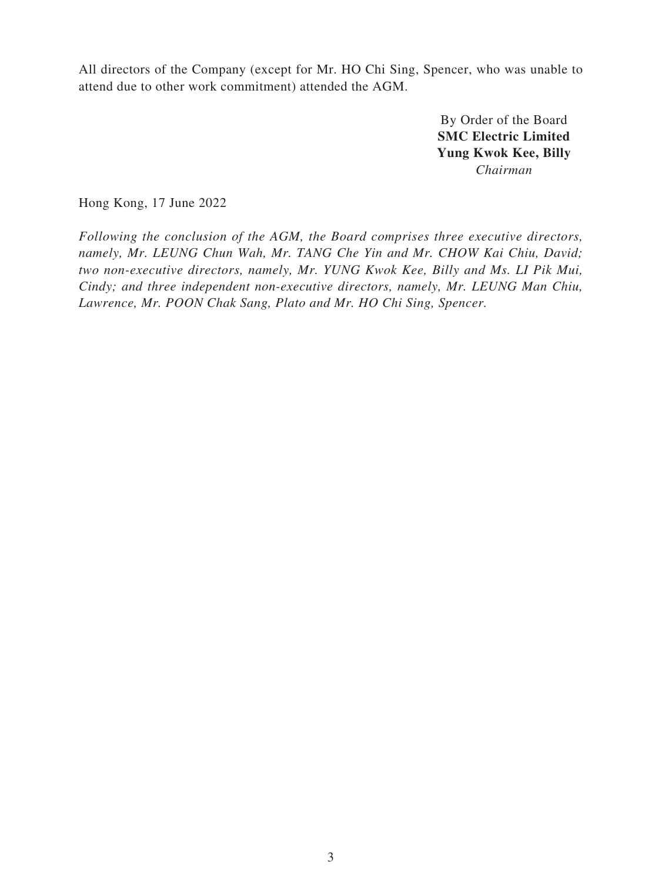All directors of the Company (except for Mr. HO Chi Sing, Spencer, who was unable to attend due to other work commitment) attended the AGM.

By Order of the Board
**SMC Electric Limited**
**Yung Kwok Kee, Billy**
*Chairman*

Hong Kong, 17 June 2022

*Following the conclusion of the AGM, the Board comprises three executive directors, namely, Mr. LEUNG Chun Wah, Mr. TANG Che Yin and Mr. CHOW Kai Chiu, David; two non-executive directors, namely, Mr. YUNG Kwok Kee, Billy and Ms. LI Pik Mui, Cindy; and three independent non-executive directors, namely, Mr. LEUNG Man Chiu, Lawrence, Mr. POON Chak Sang, Plato and Mr. HO Chi Sing, Spencer.*